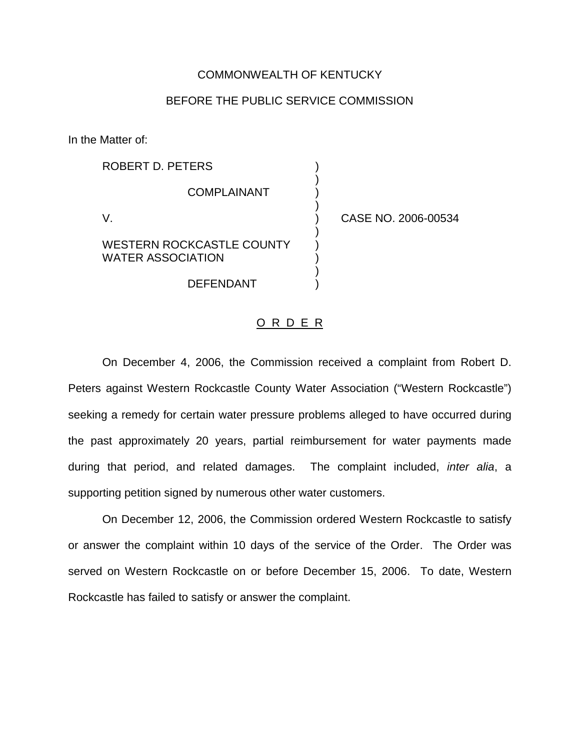COMMONWEALTH OF KENTUCKY

BEFORE THE PUBLIC SERVICE COMMISSION

In the Matter of:

| | | |
|---|---|---|
| ROBERT D. PETERS | ) | |
| COMPLAINANT | ) | |
| V. | ) | CASE NO. 2006-00534 |
| WESTERN ROCKCASTLE COUNTY WATER ASSOCIATION | ) | |
| DEFENDANT | ) | |

O R D E R

On December 4, 2006, the Commission received a complaint from Robert D. Peters against Western Rockcastle County Water Association ("Western Rockcastle") seeking a remedy for certain water pressure problems alleged to have occurred during the past approximately 20 years, partial reimbursement for water payments made during that period, and related damages. The complaint included, *inter alia*, a supporting petition signed by numerous other water customers.

On December 12, 2006, the Commission ordered Western Rockcastle to satisfy or answer the complaint within 10 days of the service of the Order. The Order was served on Western Rockcastle on or before December 15, 2006. To date, Western Rockcastle has failed to satisfy or answer the complaint.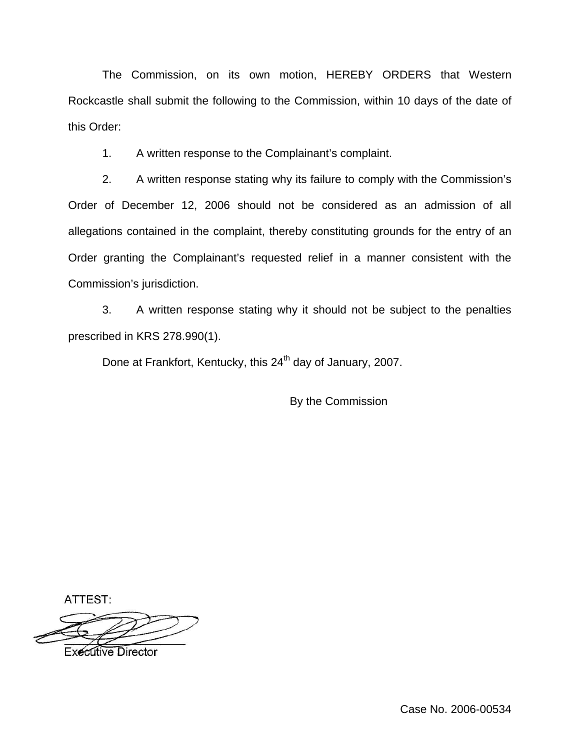The Commission, on its own motion, HEREBY ORDERS that Western Rockcastle shall submit the following to the Commission, within 10 days of the date of this Order:

1. A written response to the Complainant's complaint.

2. A written response stating why its failure to comply with the Commission's Order of December 12, 2006 should not be considered as an admission of all allegations contained in the complaint, thereby constituting grounds for the entry of an Order granting the Complainant's requested relief in a manner consistent with the Commission's jurisdiction.

3. A written response stating why it should not be subject to the penalties prescribed in KRS 278.990(1).

Done at Frankfort, Kentucky, this 24th day of January, 2007.

By the Commission

ATTEST:

Executive Director

Case No. 2006-00534